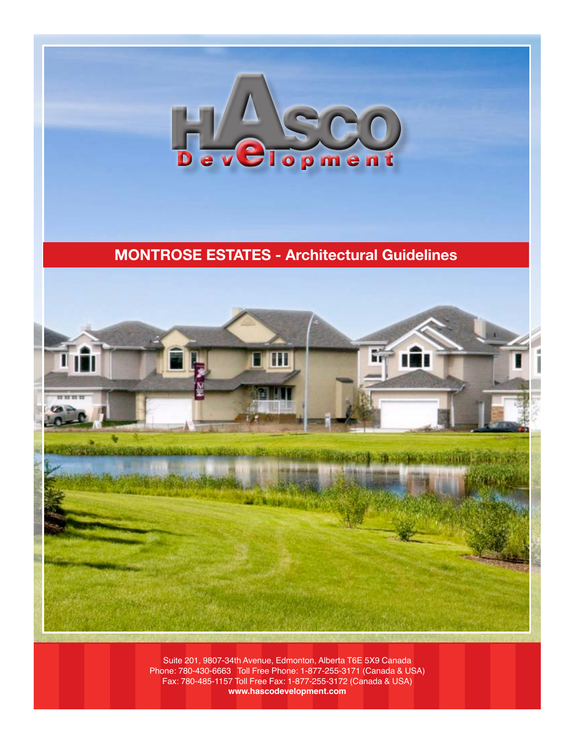HASCO Development

# MONTROSE ESTATES - Architectural Guidelines

Suite 201, 9807-34th Avenue, Edmonton, Alberta T6E 5X9 Canada
Phone: 780-430-6663 Toll Free Phone: 1-877-255-3171 (Canada & USA)
Fax: 780-485-1157 Toll Free Fax: 1-877-255-3172 (Canada & USA)
**www.hascodevelopment.com**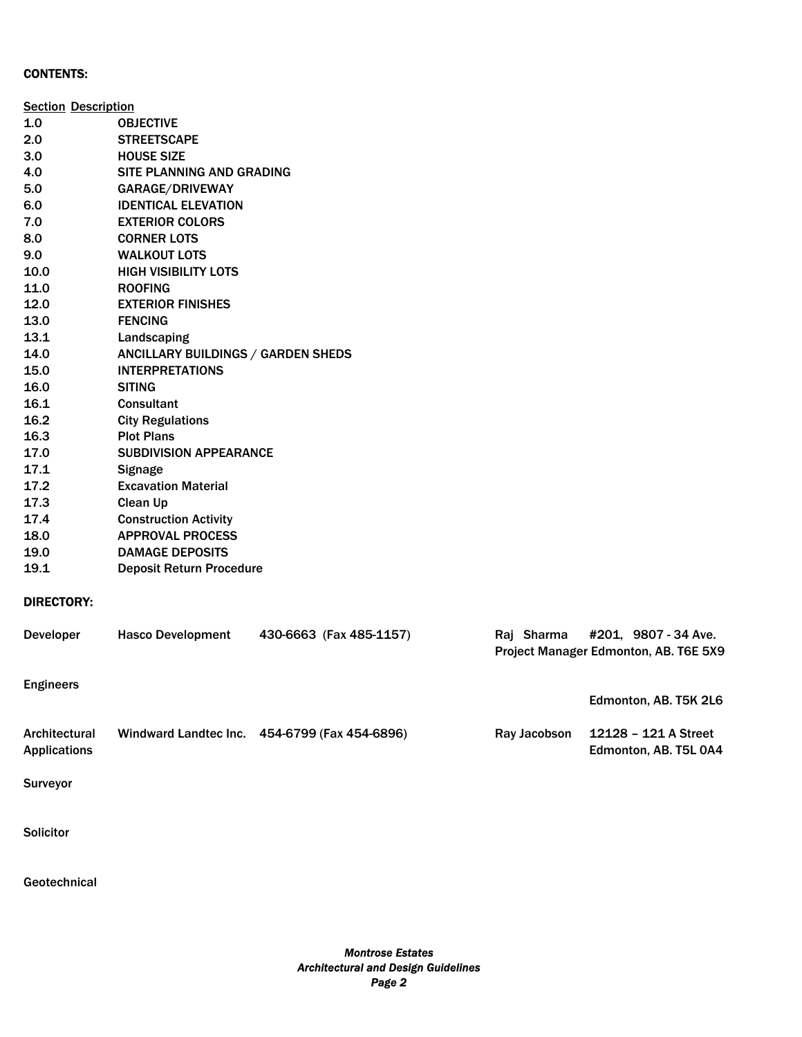**CONTENTS:**

| Section | Description |
|---|---|
| 1.0 | OBJECTIVE |
| 2.0 | STREETSCAPE |
| 3.0 | HOUSE SIZE |
| 4.0 | SITE PLANNING AND GRADING |
| 5.0 | GARAGE/DRIVEWAY |
| 6.0 | IDENTICAL ELEVATION |
| 7.0 | EXTERIOR COLORS |
| 8.0 | CORNER LOTS |
| 9.0 | WALKOUT LOTS |
| 10.0 | HIGH VISIBILITY LOTS |
| 11.0 | ROOFING |
| 12.0 | EXTERIOR FINISHES |
| 13.0 | FENCING |
| 13.1 | Landscaping |
| 14.0 | ANCILLARY BUILDINGS / GARDEN SHEDS |
| 15.0 | INTERPRETATIONS |
| 16.0 | SITING |
| 16.1 | Consultant |
| 16.2 | City Regulations |
| 16.3 | Plot Plans |
| 17.0 | SUBDIVISION APPEARANCE |
| 17.1 | Signage |
| 17.2 | Excavation Material |
| 17.3 | Clean Up |
| 17.4 | Construction Activity |
| 18.0 | APPROVAL PROCESS |
| 19.0 | DAMAGE DEPOSITS |
| 19.1 | Deposit Return Procedure |

**DIRECTORY:**

| | | | | |
|---|---|---|---|---|
| Developer | Hasco Development | 430-6663 (Fax 485-1157) | Raj Sharma<br>Project Manager | #201, 9807 - 34 Ave.<br>Edmonton, AB. T6E 5X9 |
| Engineers | | | | Edmonton, AB. T5K 2L6 |
| Architectural Applications | Windward Landtec Inc. | 454-6799 (Fax 454-6896) | Ray Jacobson | 12128 – 121 A Street<br>Edmonton, AB. T5L 0A4 |
| Surveyor | | | | |
| Solicitor | | | | |
| Geotechnical | | | | |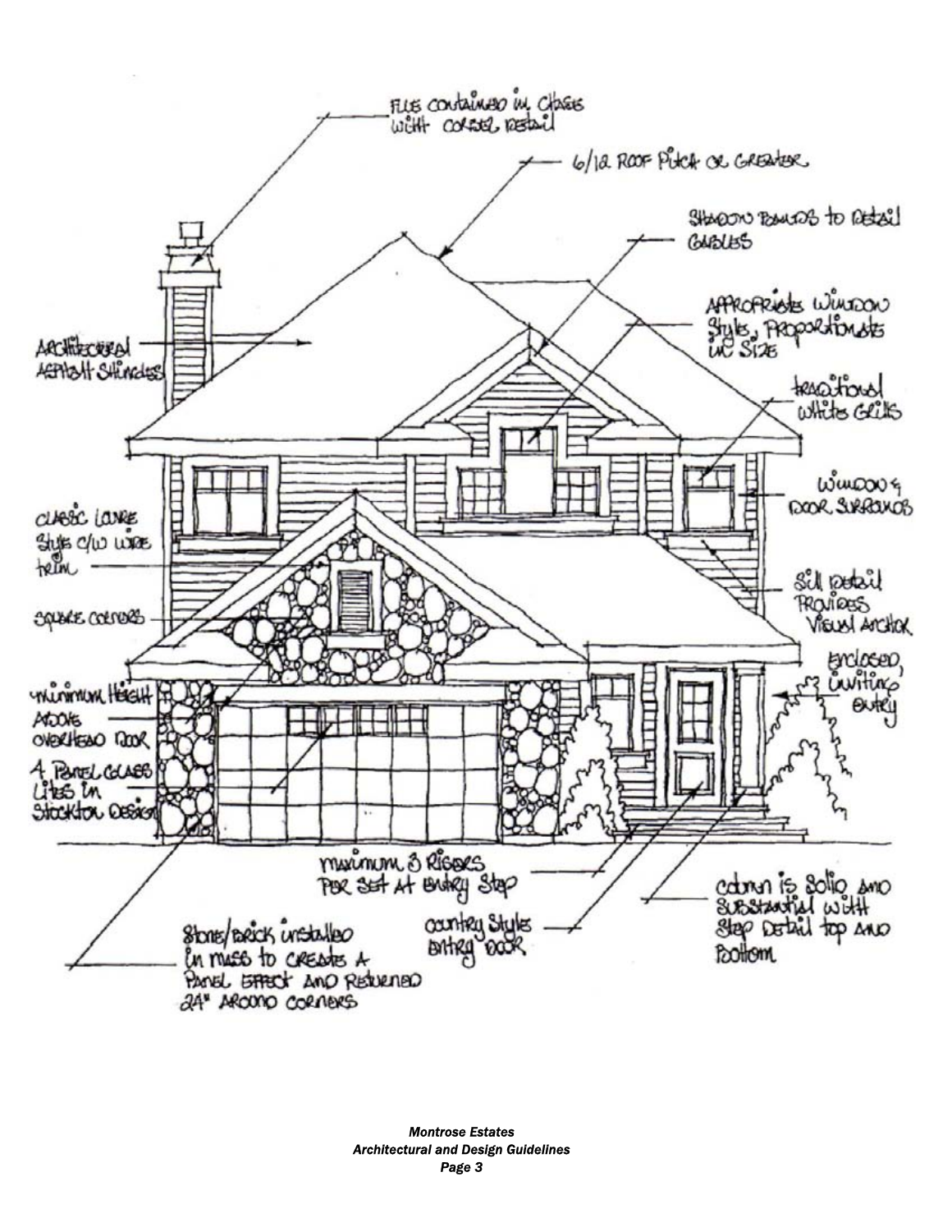FLUE CONTAINED IN CHASE WITH CORBEL DETAIL

6/12 ROOF PITCH OR GREATER

SHADOW BANDS TO DETAIL GABLES

ARCHITECTURAL ASPHALT SHINGLES

APPROPRIATE WINDOW STYLES, PROPORTIONATE IN SIZE

TRADITIONAL WHITE GRILLS

WINDOW & DOOR SURROUNDS

CLASSIC LOUVRE STYLE C/W WIDE TRIM

SILL DETAIL PROVIDES VISUAL ANCHOR

SQUARE CORNERS

ENCLOSED, INVITING ENTRY

MINIMUM HEIGHT ABOVE OVERHEAD DOOR

4 PANEL GLASS LITES IN STOCKTON DESIGN

MAXIMUM 3 RISERS PER SET AT ENTRY STEP

COUNTRY STYLE ENTRY DOOR

COLUMN IS SOLID AND SUBSTANTIAL WITH STEP DETAIL TOP AND BOTTOM

STONE/BRICK INSTALLED IN MASS TO CREATE A PANEL EFFECT AND RETURNED 24" AROUND CORNERS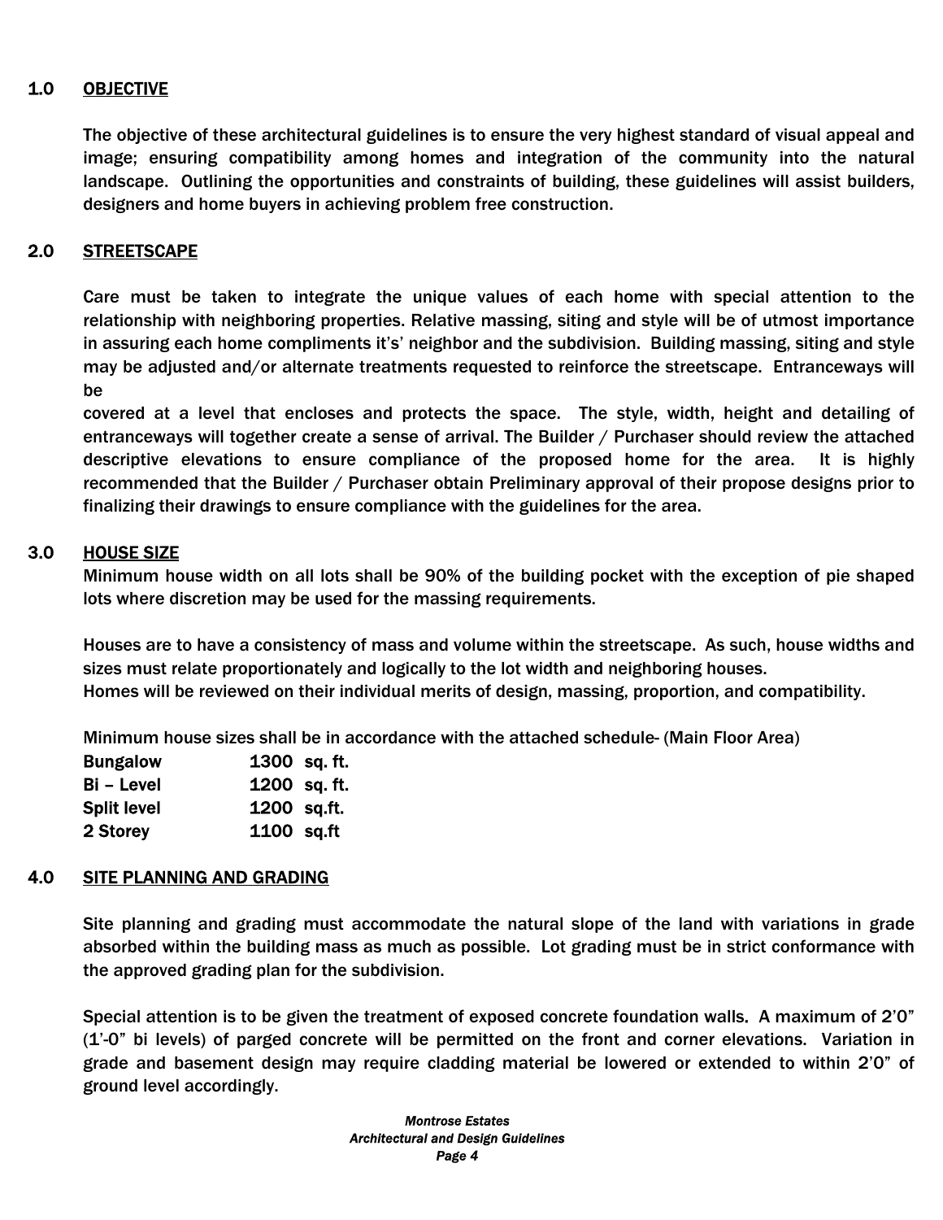## 1.0 OBJECTIVE

The objective of these architectural guidelines is to ensure the very highest standard of visual appeal and image; ensuring compatibility among homes and integration of the community into the natural landscape. Outlining the opportunities and constraints of building, these guidelines will assist builders, designers and home buyers in achieving problem free construction.

## 2.0 STREETSCAPE

Care must be taken to integrate the unique values of each home with special attention to the relationship with neighboring properties. Relative massing, siting and style will be of utmost importance in assuring each home compliments it's' neighbor and the subdivision. Building massing, siting and style may be adjusted and/or alternate treatments requested to reinforce the streetscape. Entranceways will be

covered at a level that encloses and protects the space. The style, width, height and detailing of entranceways will together create a sense of arrival. The Builder / Purchaser should review the attached descriptive elevations to ensure compliance of the proposed home for the area. It is highly recommended that the Builder / Purchaser obtain Preliminary approval of their propose designs prior to finalizing their drawings to ensure compliance with the guidelines for the area.

## 3.0 HOUSE SIZE

Minimum house width on all lots shall be 90% of the building pocket with the exception of pie shaped lots where discretion may be used for the massing requirements.

Houses are to have a consistency of mass and volume within the streetscape. As such, house widths and sizes must relate proportionately and logically to the lot width and neighboring houses.
Homes will be reviewed on their individual merits of design, massing, proportion, and compatibility.

Minimum house sizes shall be in accordance with the attached schedule- (Main Floor Area)

| | |
|---|---|
| **Bungalow** | **1300 sq. ft.** |
| **Bi – Level** | **1200 sq. ft.** |
| **Split level** | **1200 sq.ft.** |
| **2 Storey** | **1100 sq.ft** |

## 4.0 SITE PLANNING AND GRADING

Site planning and grading must accommodate the natural slope of the land with variations in grade absorbed within the building mass as much as possible. Lot grading must be in strict conformance with the approved grading plan for the subdivision.

Special attention is to be given the treatment of exposed concrete foundation walls. A maximum of 2'0" (1'-0" bi levels) of parged concrete will be permitted on the front and corner elevations. Variation in grade and basement design may require cladding material be lowered or extended to within 2'0" of ground level accordingly.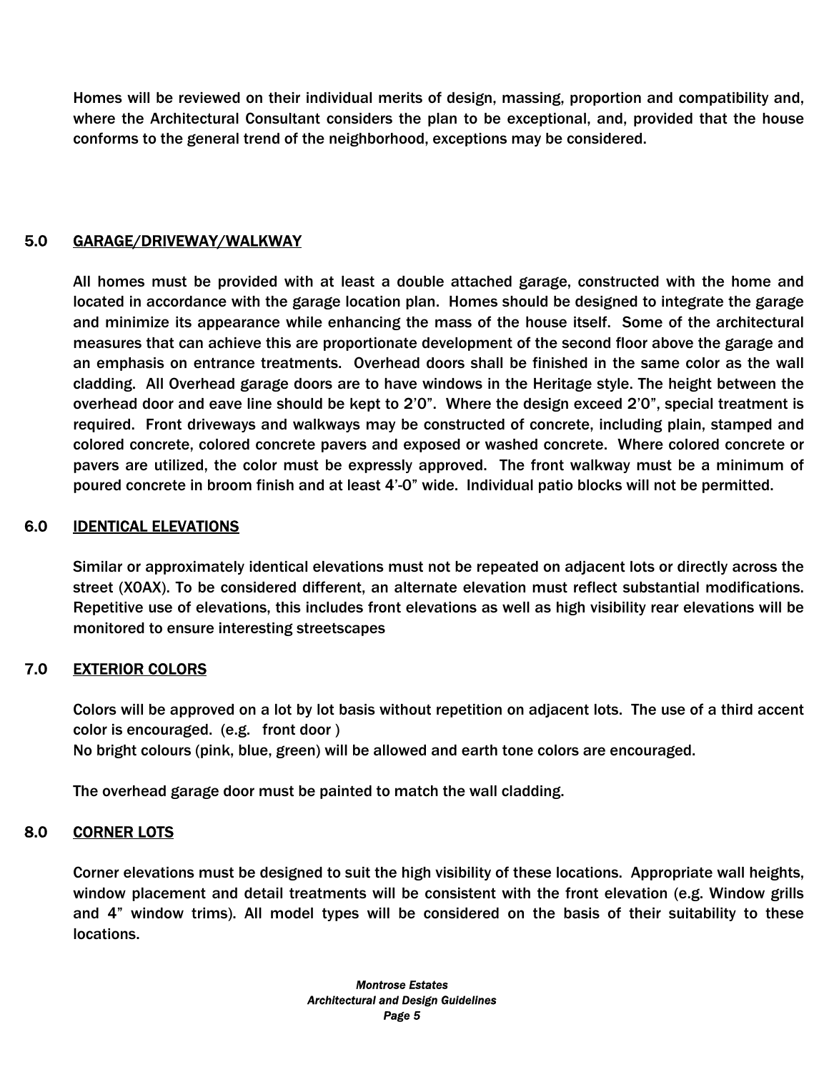Homes will be reviewed on their individual merits of design, massing, proportion and compatibility and, where the Architectural Consultant considers the plan to be exceptional, and, provided that the house conforms to the general trend of the neighborhood, exceptions may be considered.

## 5.0 GARAGE/DRIVEWAY/WALKWAY

All homes must be provided with at least a double attached garage, constructed with the home and located in accordance with the garage location plan. Homes should be designed to integrate the garage and minimize its appearance while enhancing the mass of the house itself. Some of the architectural measures that can achieve this are proportionate development of the second floor above the garage and an emphasis on entrance treatments. Overhead doors shall be finished in the same color as the wall cladding. All Overhead garage doors are to have windows in the Heritage style. The height between the overhead door and eave line should be kept to 2'0". Where the design exceed 2'0", special treatment is required. Front driveways and walkways may be constructed of concrete, including plain, stamped and colored concrete, colored concrete pavers and exposed or washed concrete. Where colored concrete or pavers are utilized, the color must be expressly approved. The front walkway must be a minimum of poured concrete in broom finish and at least 4'-0" wide. Individual patio blocks will not be permitted.

## 6.0 IDENTICAL ELEVATIONS

Similar or approximately identical elevations must not be repeated on adjacent lots or directly across the street (X0AX). To be considered different, an alternate elevation must reflect substantial modifications. Repetitive use of elevations, this includes front elevations as well as high visibility rear elevations will be monitored to ensure interesting streetscapes

## 7.0 EXTERIOR COLORS

Colors will be approved on a lot by lot basis without repetition on adjacent lots. The use of a third accent color is encouraged. (e.g. front door )
No bright colours (pink, blue, green) will be allowed and earth tone colors are encouraged.

The overhead garage door must be painted to match the wall cladding.

## 8.0 CORNER LOTS

Corner elevations must be designed to suit the high visibility of these locations. Appropriate wall heights, window placement and detail treatments will be consistent with the front elevation (e.g. Window grills and 4" window trims). All model types will be considered on the basis of their suitability to these locations.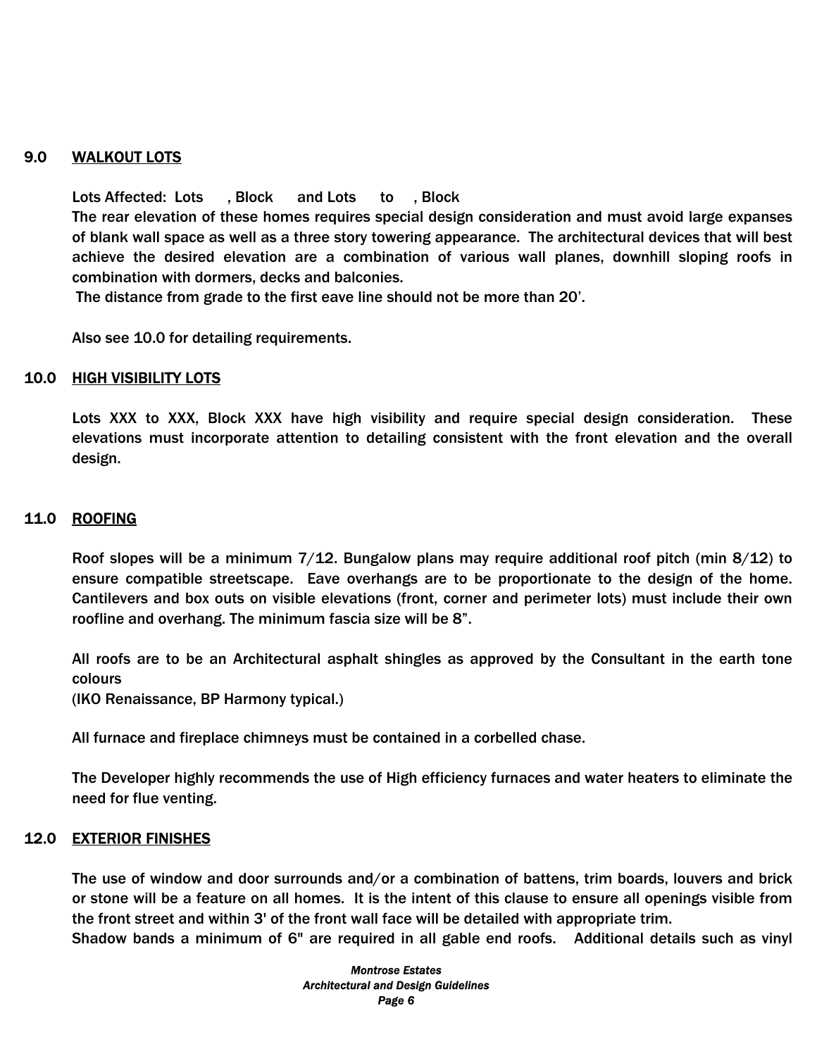## 9.0 WALKOUT LOTS

Lots Affected: Lots , Block and Lots to , Block

The rear elevation of these homes requires special design consideration and must avoid large expanses of blank wall space as well as a three story towering appearance. The architectural devices that will best achieve the desired elevation are a combination of various wall planes, downhill sloping roofs in combination with dormers, decks and balconies.

The distance from grade to the first eave line should not be more than 20'.

Also see 10.0 for detailing requirements.

## 10.0 HIGH VISIBILITY LOTS

Lots XXX to XXX, Block XXX have high visibility and require special design consideration. These elevations must incorporate attention to detailing consistent with the front elevation and the overall design.

## 11.0 ROOFING

Roof slopes will be a minimum 7/12. Bungalow plans may require additional roof pitch (min 8/12) to ensure compatible streetscape. Eave overhangs are to be proportionate to the design of the home. Cantilevers and box outs on visible elevations (front, corner and perimeter lots) must include their own roofline and overhang. The minimum fascia size will be 8".

All roofs are to be an Architectural asphalt shingles as approved by the Consultant in the earth tone colours
(IKO Renaissance, BP Harmony typical.)

All furnace and fireplace chimneys must be contained in a corbelled chase.

The Developer highly recommends the use of High efficiency furnaces and water heaters to eliminate the need for flue venting.

## 12.0 EXTERIOR FINISHES

The use of window and door surrounds and/or a combination of battens, trim boards, louvers and brick or stone will be a feature on all homes. It is the intent of this clause to ensure all openings visible from the front street and within 3' of the front wall face will be detailed with appropriate trim.
Shadow bands a minimum of 6" are required in all gable end roofs. Additional details such as vinyl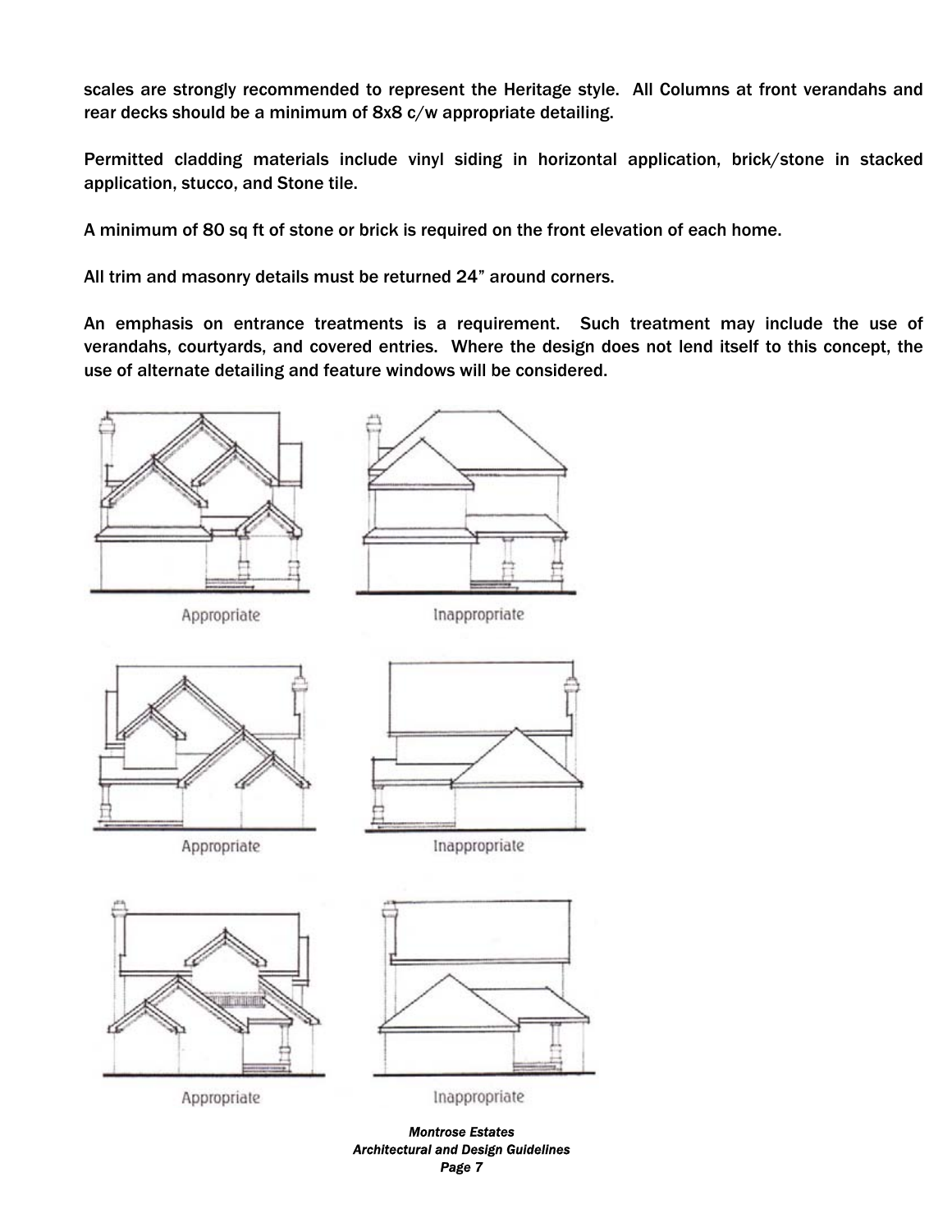scales are strongly recommended to represent the Heritage style. All Columns at front verandahs and rear decks should be a minimum of 8x8 c/w appropriate detailing.

Permitted cladding materials include vinyl siding in horizontal application, brick/stone in stacked application, stucco, and Stone tile.

A minimum of 80 sq ft of stone or brick is required on the front elevation of each home.

All trim and masonry details must be returned 24" around corners.

An emphasis on entrance treatments is a requirement. Such treatment may include the use of verandahs, courtyards, and covered entries. Where the design does not lend itself to this concept, the use of alternate detailing and feature windows will be considered.

Appropriate

Inappropriate

Appropriate

Inappropriate

Appropriate

Inappropriate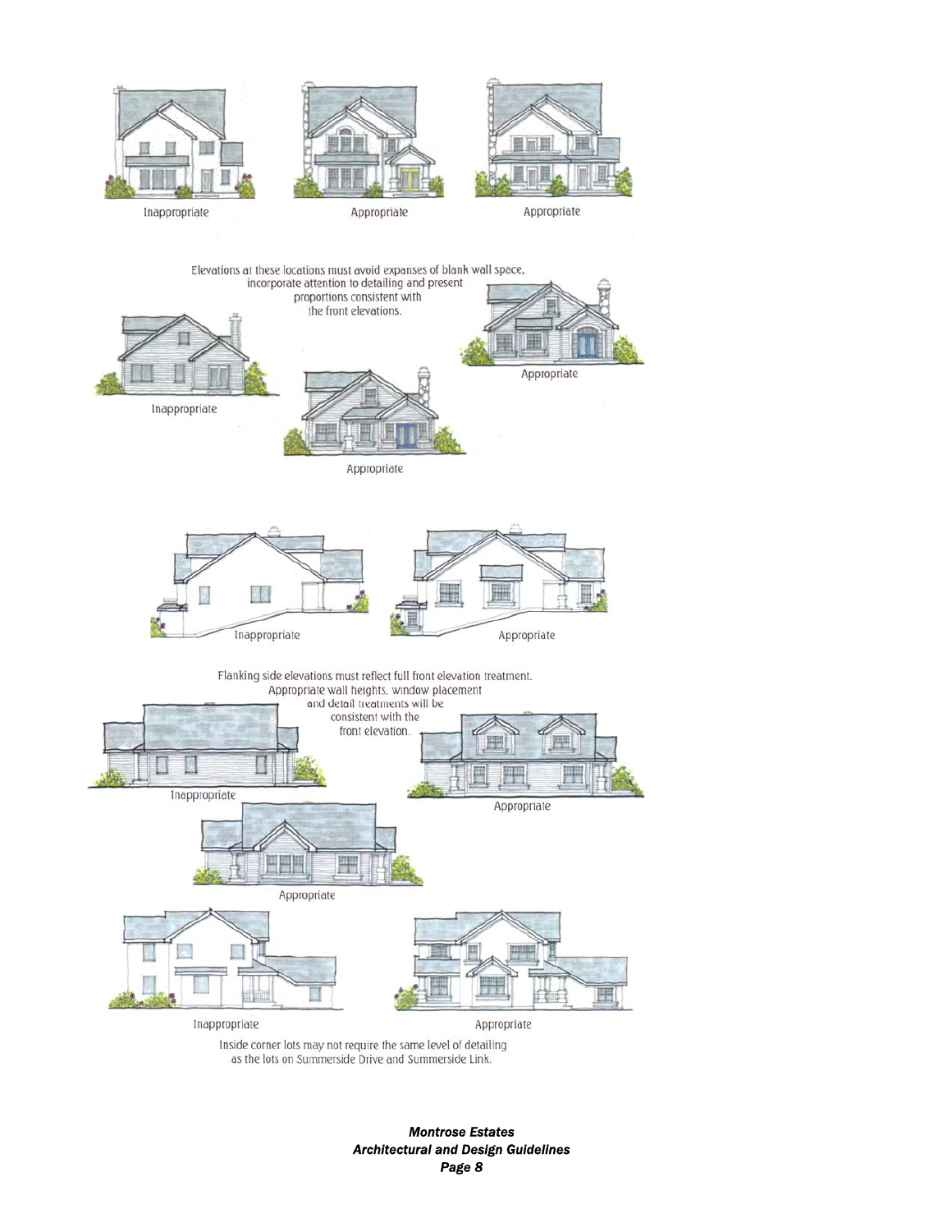Inappropriate

Appropriate

Appropriate

Elevations at these locations must avoid expanses of blank wall space, incorporate attention to detailing and present proportions consistent with the front elevations.

Inappropriate

Appropriate

Appropriate

Inappropriate

Appropriate

Flanking side elevations must reflect full front elevation treatment. Appropriate wall heights, window placement and detail treatments will be consistent with the front elevation.

Inappropriate

Appropriate

Appropriate

Inappropriate

Appropriate

Inside corner lots may not require the same level of detailing as the lots on Summerside Drive and Summerside Link.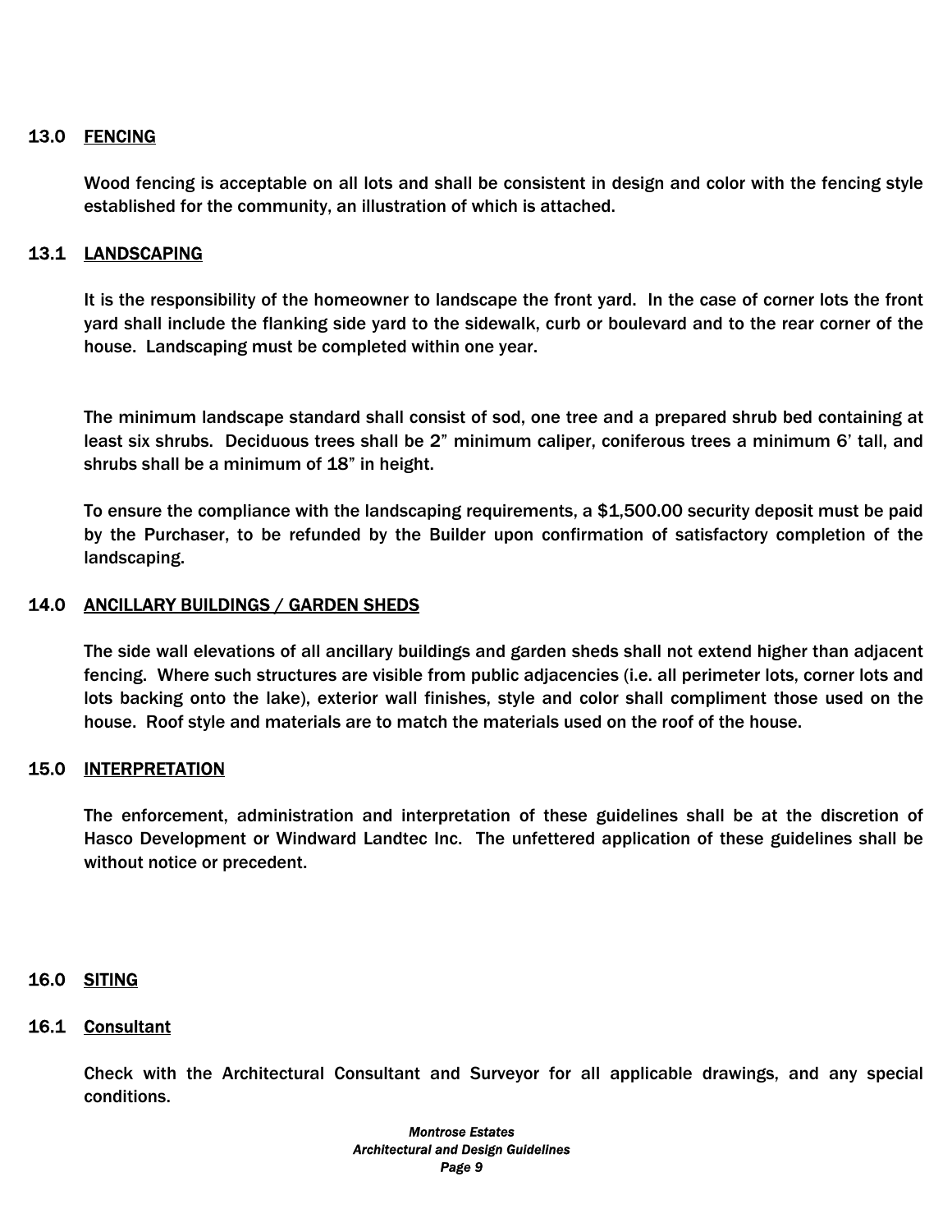## 13.0 FENCING

Wood fencing is acceptable on all lots and shall be consistent in design and color with the fencing style established for the community, an illustration of which is attached.

## 13.1 LANDSCAPING

It is the responsibility of the homeowner to landscape the front yard. In the case of corner lots the front yard shall include the flanking side yard to the sidewalk, curb or boulevard and to the rear corner of the house. Landscaping must be completed within one year.

The minimum landscape standard shall consist of sod, one tree and a prepared shrub bed containing at least six shrubs. Deciduous trees shall be 2" minimum caliper, coniferous trees a minimum 6' tall, and shrubs shall be a minimum of 18" in height.

To ensure the compliance with the landscaping requirements, a $1,500.00 security deposit must be paid by the Purchaser, to be refunded by the Builder upon confirmation of satisfactory completion of the landscaping.

## 14.0 ANCILLARY BUILDINGS / GARDEN SHEDS

The side wall elevations of all ancillary buildings and garden sheds shall not extend higher than adjacent fencing. Where such structures are visible from public adjacencies (i.e. all perimeter lots, corner lots and lots backing onto the lake), exterior wall finishes, style and color shall compliment those used on the house. Roof style and materials are to match the materials used on the roof of the house.

## 15.0 INTERPRETATION

The enforcement, administration and interpretation of these guidelines shall be at the discretion of Hasco Development or Windward Landtec Inc. The unfettered application of these guidelines shall be without notice or precedent.

## 16.0 SITING

### 16.1 Consultant

Check with the Architectural Consultant and Surveyor for all applicable drawings, and any special conditions.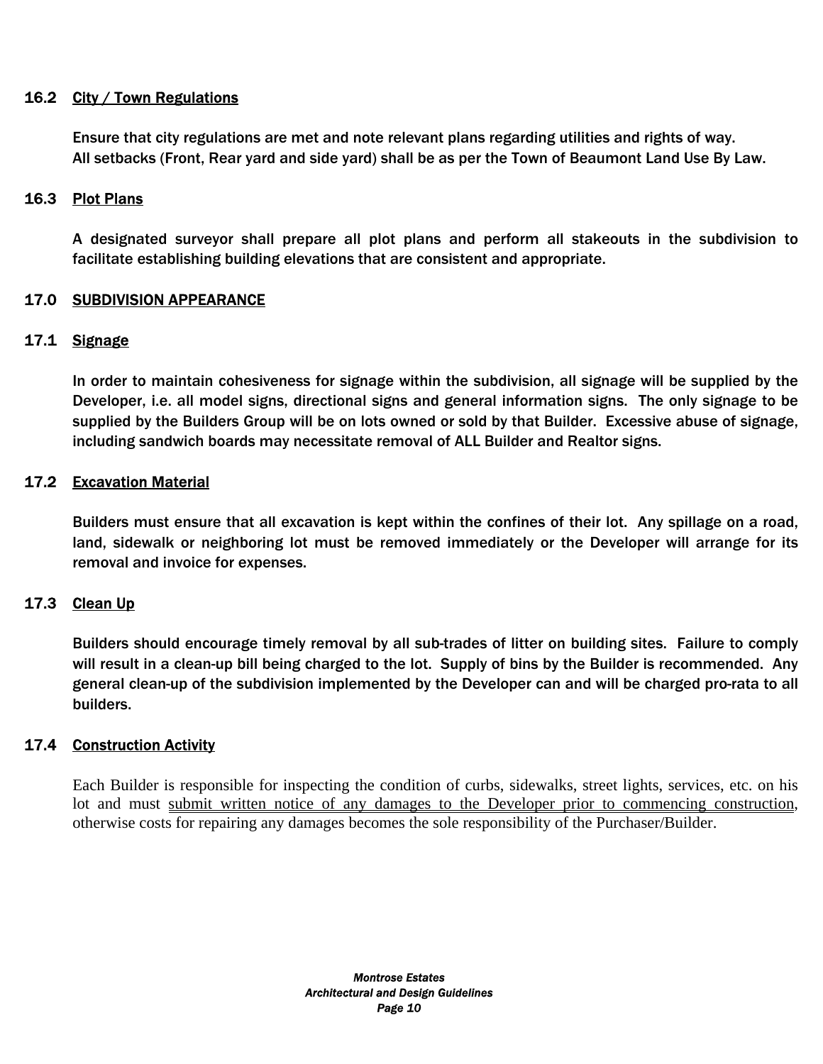### 16.2 City / Town Regulations

Ensure that city regulations are met and note relevant plans regarding utilities and rights of way.
All setbacks (Front, Rear yard and side yard) shall be as per the Town of Beaumont Land Use By Law.

### 16.3 Plot Plans

A designated surveyor shall prepare all plot plans and perform all stakeouts in the subdivision to facilitate establishing building elevations that are consistent and appropriate.

## 17.0 SUBDIVISION APPEARANCE

### 17.1 Signage

In order to maintain cohesiveness for signage within the subdivision, all signage will be supplied by the Developer, i.e. all model signs, directional signs and general information signs. The only signage to be supplied by the Builders Group will be on lots owned or sold by that Builder. Excessive abuse of signage, including sandwich boards may necessitate removal of ALL Builder and Realtor signs.

### 17.2 Excavation Material

Builders must ensure that all excavation is kept within the confines of their lot. Any spillage on a road, land, sidewalk or neighboring lot must be removed immediately or the Developer will arrange for its removal and invoice for expenses.

### 17.3 Clean Up

Builders should encourage timely removal by all sub-trades of litter on building sites. Failure to comply will result in a clean-up bill being charged to the lot. Supply of bins by the Builder is recommended. Any general clean-up of the subdivision implemented by the Developer can and will be charged pro-rata to all builders.

### 17.4 Construction Activity

Each Builder is responsible for inspecting the condition of curbs, sidewalks, street lights, services, etc. on his lot and must <u>submit written notice of any damages to the Developer prior to commencing construction</u>, otherwise costs for repairing any damages becomes the sole responsibility of the Purchaser/Builder.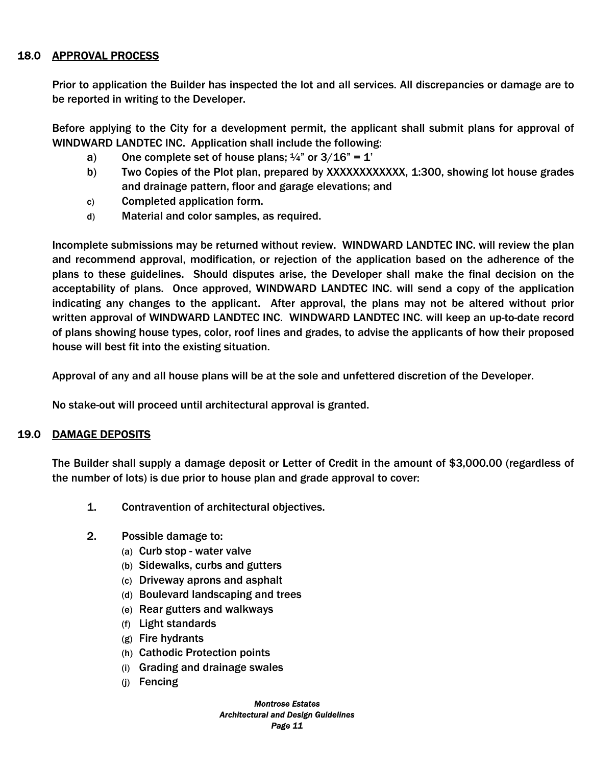## 18.0 APPROVAL PROCESS

Prior to application the Builder has inspected the lot and all services. All discrepancies or damage are to be reported in writing to the Developer.

Before applying to the City for a development permit, the applicant shall submit plans for approval of WINDWARD LANDTEC INC. Application shall include the following:

a) One complete set of house plans; ¼" or 3/16" = 1'
b) Two Copies of the Plot plan, prepared by XXXXXXXXXXXX, 1:300, showing lot house grades and drainage pattern, floor and garage elevations; and
c) Completed application form.
d) Material and color samples, as required.

Incomplete submissions may be returned without review. WINDWARD LANDTEC INC. will review the plan and recommend approval, modification, or rejection of the application based on the adherence of the plans to these guidelines. Should disputes arise, the Developer shall make the final decision on the acceptability of plans. Once approved, WINDWARD LANDTEC INC. will send a copy of the application indicating any changes to the applicant. After approval, the plans may not be altered without prior written approval of WINDWARD LANDTEC INC. WINDWARD LANDTEC INC. will keep an up-to-date record of plans showing house types, color, roof lines and grades, to advise the applicants of how their proposed house will best fit into the existing situation.

Approval of any and all house plans will be at the sole and unfettered discretion of the Developer.

No stake-out will proceed until architectural approval is granted.

## 19.0 DAMAGE DEPOSITS

The Builder shall supply a damage deposit or Letter of Credit in the amount of $3,000.00 (regardless of the number of lots) is due prior to house plan and grade approval to cover:

1. Contravention of architectural objectives.

2. Possible damage to:
   (a) Curb stop - water valve
   (b) Sidewalks, curbs and gutters
   (c) Driveway aprons and asphalt
   (d) Boulevard landscaping and trees
   (e) Rear gutters and walkways
   (f) Light standards
   (g) Fire hydrants
   (h) Cathodic Protection points
   (i) Grading and drainage swales
   (j) Fencing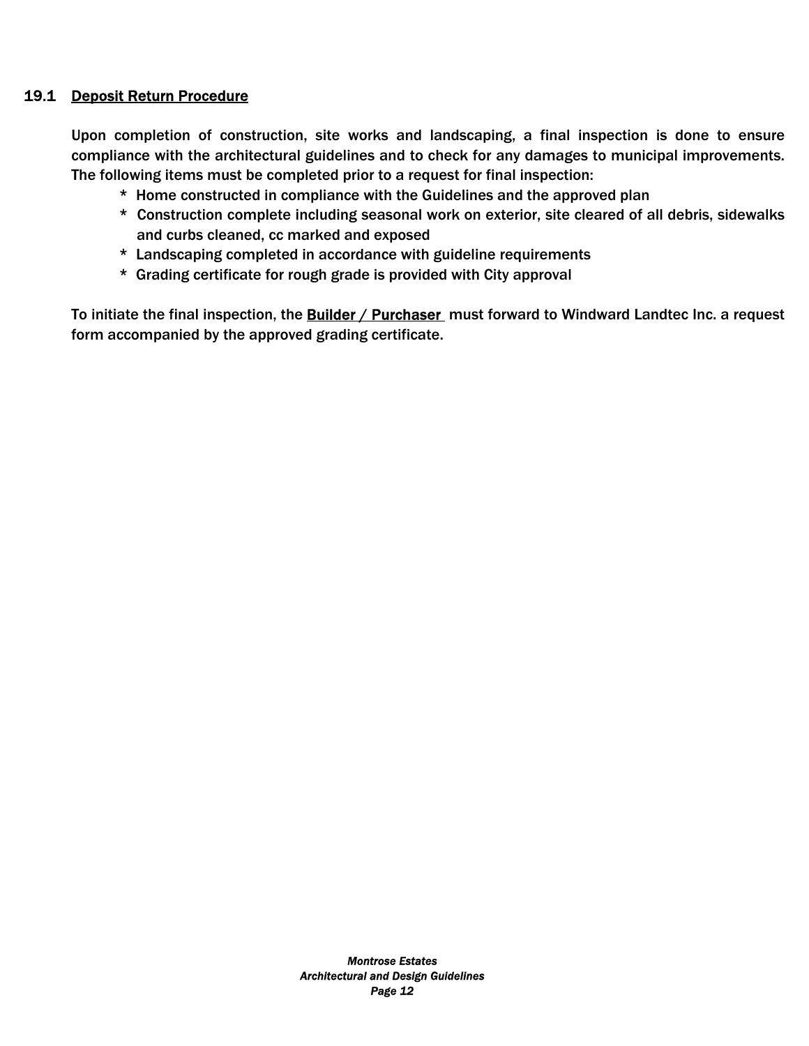## 19.1 Deposit Return Procedure

Upon completion of construction, site works and landscaping, a final inspection is done to ensure compliance with the architectural guidelines and to check for any damages to municipal improvements. The following items must be completed prior to a request for final inspection:

* Home constructed in compliance with the Guidelines and the approved plan
* Construction complete including seasonal work on exterior, site cleared of all debris, sidewalks and curbs cleaned, cc marked and exposed
* Landscaping completed in accordance with guideline requirements
* Grading certificate for rough grade is provided with City approval

To initiate the final inspection, the **Builder / Purchaser** must forward to Windward Landtec Inc. a request form accompanied by the approved grading certificate.